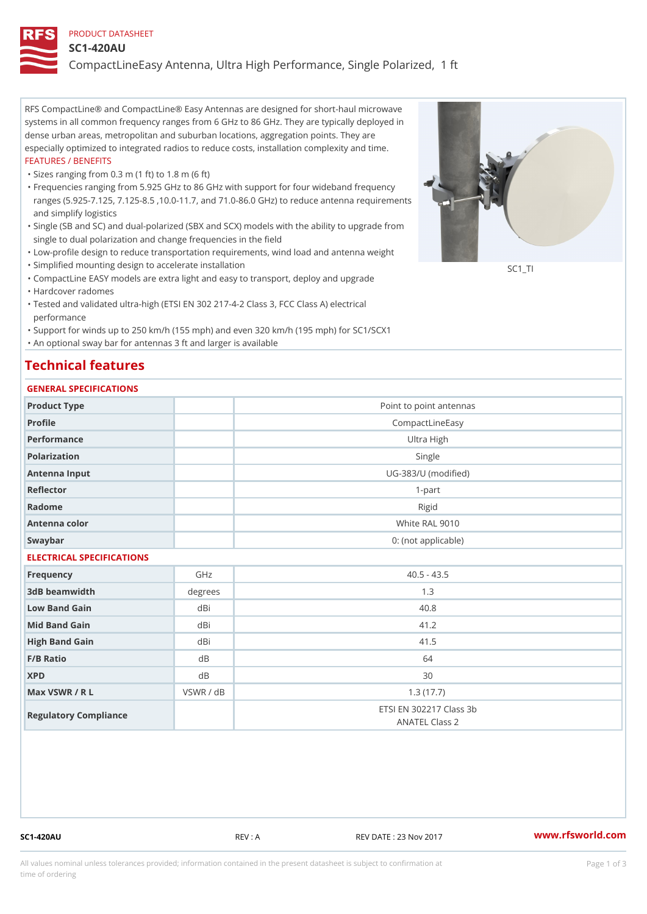PRODUCT DATASHEET

# SC1-420AU

## CompactLineEasy Antenna, Ultra High Performance, Single Polarized, 1 ft

RFS CompactLine® and CompactLine® Easy Antennas are designed for short-haul microwave systems in all common frequency ranges from 6 GHz to 86 GHz. They are typically deployed in dense urban areas, metropolitan and suburban locations, aggregation points. They are especially optimized to integrated radios to reduce costs, installation complexity and time.

FEATURES / BENEFITS

- Sizes ranging from 0.3 m (1 ft) to 1.8 m (6 ft)
- Frequencies ranging from 5.925 GHz to 86 GHz with support for four wideband frequency ranges (5.925-7.125, 7.125-8.5 ,10.0-11.7, and 71.0-86.0 GHz) to reduce antenna requirements and simplify logistics
- Single (SB and SC) and dual-polarized (SBX and SCX) models with the ability to upgrade from single to dual polarization and change frequencies in the field
- Low-profile design to reduce transportation requirements, wind load and antenna weight
- Simplified mounting design to accelerate installation
- CompactLine EASY models are extra light and easy to transport, deploy and upgrade
- Hardcover radomes
- Tested and validated ultra-high (ETSI EN 302 217-4-2 Class 3, FCC Class A) electrical performance
- Support for winds up to 250 km/h (155 mph) and even 320 km/h (195 mph) for SC1/SCX1
- An optional sway bar for antennas 3 ft and larger is available

SC1_TI

## Technical features

### GENERAL SPECIFICATIONS

| | | |
|---|---|---|
| Product Type | | Point to point antennas |
| Profile | | CompactLineEasy |
| Performance | | Ultra High |
| Polarization | | Single |
| Antenna Input | | UG-383/U (modified) |
| Reflector | | 1-part |
| Radome | | Rigid |
| Antenna color | | White RAL 9010 |
| Swaybar | | 0: (not applicable) |

### ELECTRICAL SPECIFICATIONS

| | | |
|---|---|---|
| Frequency | GHz | 40.5 - 43.5 |
| 3dB beamwidth | degrees | 1.3 |
| Low Band Gain | dBi | 40.8 |
| Mid Band Gain | dBi | 41.2 |
| High Band Gain | dBi | 41.5 |
| F/B Ratio | dB | 64 |
| XPD | dB | 30 |
| Max VSWR / R L | VSWR / dB | 1.3 (17.7) |
| Regulatory Compliance | | ETSI EN 302217 Class 3b<br>ANATEL Class 2 |

SC1-420AU REV : A REV DATE : 23 Nov 2017 www.rfsworld.com

All values nominal unless tolerances provided; information contained in the present datasheet is subject to confirmation at time of ordering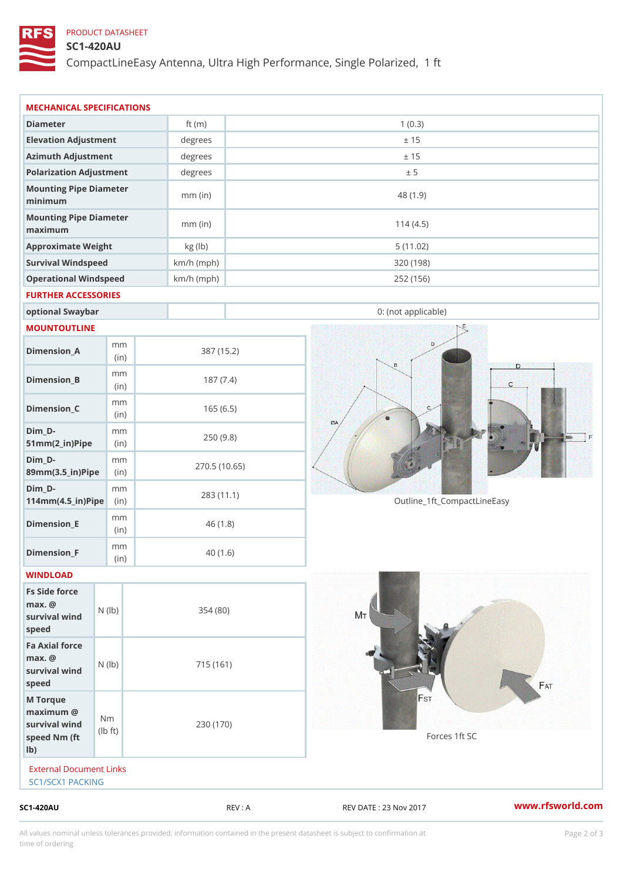PRODUCT DATASHEET

# SC1-420AU

CompactLineEasy Antenna, Ultra High Performance, Single Polarized, 1 ft

## MECHANICAL SPECIFICATIONS

| | | |
|---|---|---|
| Diameter | ft (m) | 1 (0.3) |
| Elevation Adjustment | degrees | ± 15 |
| Azimuth Adjustment | degrees | ± 15 |
| Polarization Adjustment | degrees | ± 5 |
| Mounting Pipe Diameter minimum | mm (in) | 48 (1.9) |
| Mounting Pipe Diameter maximum | mm (in) | 114 (4.5) |
| Approximate Weight | kg (lb) | 5 (11.02) |
| Survival Windspeed | km/h (mph) | 320 (198) |
| Operational Windspeed | km/h (mph) | 252 (156) |

## FURTHER ACCESSORIES

| | | |
|---|---|---|
| optional Swaybar | | 0: (not applicable) |

## MOUNTOUTLINE

| | | |
|---|---|---|
| Dimension_A | mm (in) | 387 (15.2) |
| Dimension_B | mm (in) | 187 (7.4) |
| Dimension_C | mm (in) | 165 (6.5) |
| Dim_D-51mm(2_in)Pipe | mm (in) | 250 (9.8) |
| Dim_D-89mm(3.5_in)Pipe | mm (in) | 270.5 (10.65) |
| Dim_D-114mm(4.5_in)Pipe | mm (in) | 283 (11.1) |
| Dimension_E | mm (in) | 46 (1.8) |
| Dimension_F | mm (in) | 40 (1.6) |

Outline_1ft_CompactLineEasy

## WINDLOAD

| | | |
|---|---|---|
| Fs Side force max. @ survival wind speed | N (lb) | 354 (80) |
| Fa Axial force max. @ survival wind speed | N (lb) | 715 (161) |
| M Torque maximum @ survival wind speed Nm (ft lb) | Nm (lb ft) | 230 (170) |

Forces 1ft SC

External Document Links

SC1/SCX1 PACKING

SC1-420AU REV : A REV DATE : 23 Nov 2017 www.rfsworld.com

All values nominal unless tolerances provided; information contained in the present datasheet is subject to confirmation at time of ordering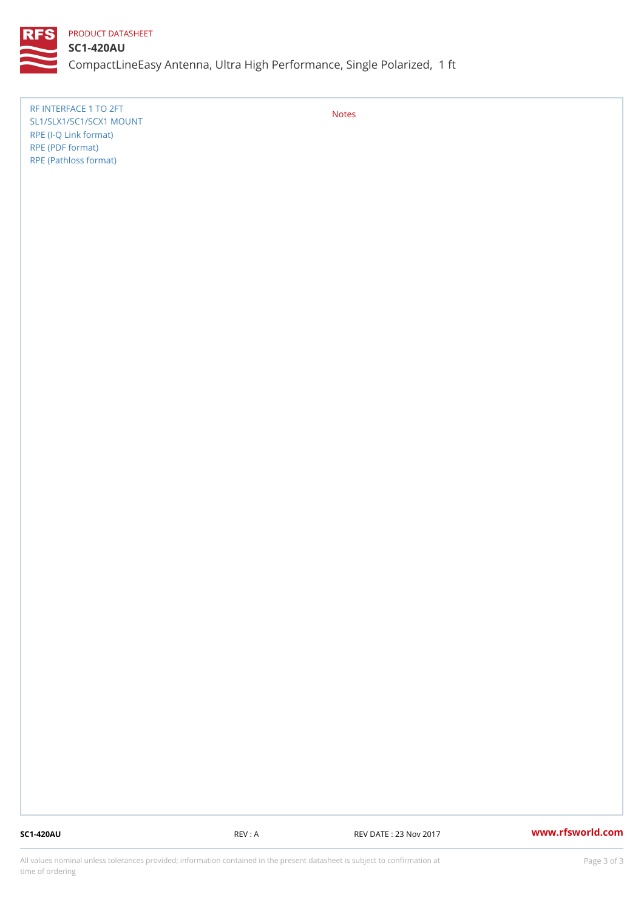RF INTERFACE 1 TO 2FT
SL1/SLX1/SC1/SCX1 MOUNT
RPE (I-Q Link format)
RPE (PDF format)
RPE (Pathloss format)

Notes